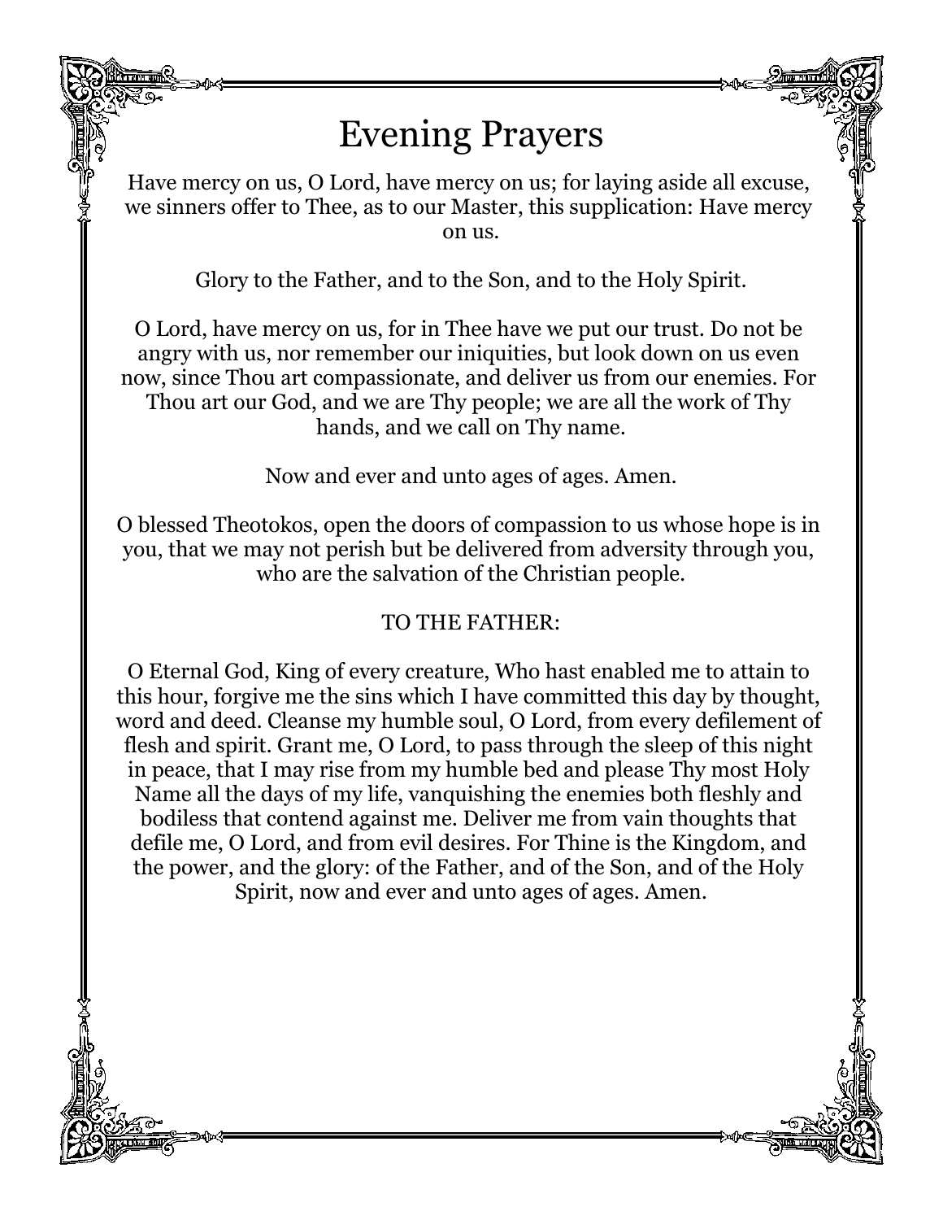# Evening Prayers

Have mercy on us, O Lord, have mercy on us; for laying aside all excuse, we sinners offer to Thee, as to our Master, this supplication: Have mercy on us.

Glory to the Father, and to the Son, and to the Holy Spirit.

O Lord, have mercy on us, for in Thee have we put our trust. Do not be angry with us, nor remember our iniquities, but look down on us even now, since Thou art compassionate, and deliver us from our enemies. For Thou art our God, and we are Thy people; we are all the work of Thy hands, and we call on Thy name.

Now and ever and unto ages of ages. Amen.

O blessed Theotokos, open the doors of compassion to us whose hope is in you, that we may not perish but be delivered from adversity through you, who are the salvation of the Christian people.

TO THE FATHER:

O Eternal God, King of every creature, Who hast enabled me to attain to this hour, forgive me the sins which I have committed this day by thought, word and deed. Cleanse my humble soul, O Lord, from every defilement of flesh and spirit. Grant me, O Lord, to pass through the sleep of this night in peace, that I may rise from my humble bed and please Thy most Holy Name all the days of my life, vanquishing the enemies both fleshly and bodiless that contend against me. Deliver me from vain thoughts that defile me, O Lord, and from evil desires. For Thine is the Kingdom, and the power, and the glory: of the Father, and of the Son, and of the Holy Spirit, now and ever and unto ages of ages. Amen.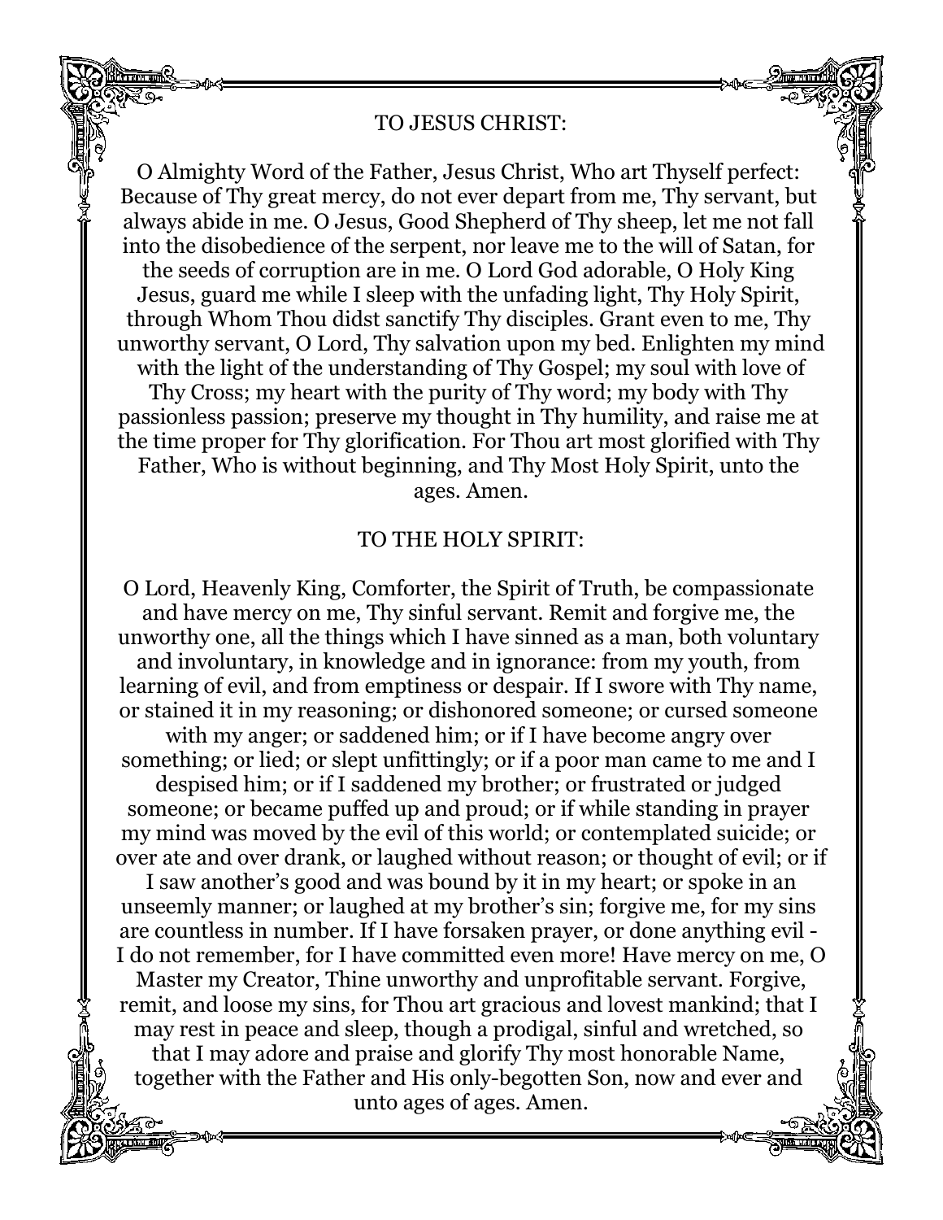## TO JESUS CHRIST:

O Almighty Word of the Father, Jesus Christ, Who art Thyself perfect: Because of Thy great mercy, do not ever depart from me, Thy servant, but always abide in me. O Jesus, Good Shepherd of Thy sheep, let me not fall into the disobedience of the serpent, nor leave me to the will of Satan, for the seeds of corruption are in me. O Lord God adorable, O Holy King Jesus, guard me while I sleep with the unfading light, Thy Holy Spirit, through Whom Thou didst sanctify Thy disciples. Grant even to me, Thy unworthy servant, O Lord, Thy salvation upon my bed. Enlighten my mind with the light of the understanding of Thy Gospel; my soul with love of Thy Cross; my heart with the purity of Thy word; my body with Thy passionless passion; preserve my thought in Thy humility, and raise me at the time proper for Thy glorification. For Thou art most glorified with Thy Father, Who is without beginning, and Thy Most Holy Spirit, unto the ages. Amen.

## TO THE HOLY SPIRIT:

O Lord, Heavenly King, Comforter, the Spirit of Truth, be compassionate and have mercy on me, Thy sinful servant. Remit and forgive me, the unworthy one, all the things which I have sinned as a man, both voluntary and involuntary, in knowledge and in ignorance: from my youth, from learning of evil, and from emptiness or despair. If I swore with Thy name, or stained it in my reasoning; or dishonored someone; or cursed someone with my anger; or saddened him; or if I have become angry over something; or lied; or slept unfittingly; or if a poor man came to me and I despised him; or if I saddened my brother; or frustrated or judged someone; or became puffed up and proud; or if while standing in prayer my mind was moved by the evil of this world; or contemplated suicide; or over ate and over drank, or laughed without reason; or thought of evil; or if I saw another's good and was bound by it in my heart; or spoke in an unseemly manner; or laughed at my brother's sin; forgive me, for my sins are countless in number. If I have forsaken prayer, or done anything evil - I do not remember, for I have committed even more! Have mercy on me, O Master my Creator, Thine unworthy and unprofitable servant. Forgive, remit, and loose my sins, for Thou art gracious and lovest mankind; that I may rest in peace and sleep, though a prodigal, sinful and wretched, so that I may adore and praise and glorify Thy most honorable Name, together with the Father and His only-begotten Son, now and ever and unto ages of ages. Amen.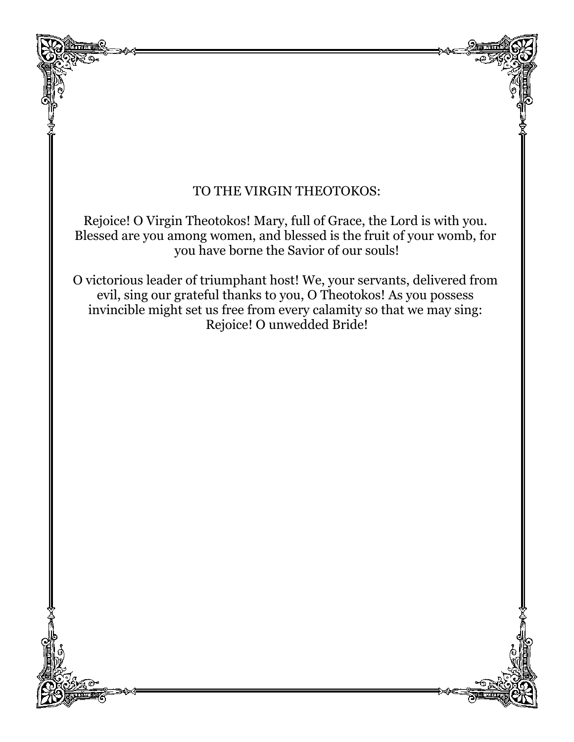TO THE VIRGIN THEOTOKOS:

Rejoice! O Virgin Theotokos! Mary, full of Grace, the Lord is with you. Blessed are you among women, and blessed is the fruit of your womb, for you have borne the Savior of our souls!

O victorious leader of triumphant host! We, your servants, delivered from evil, sing our grateful thanks to you, O Theotokos! As you possess invincible might set us free from every calamity so that we may sing: Rejoice! O unwedded Bride!